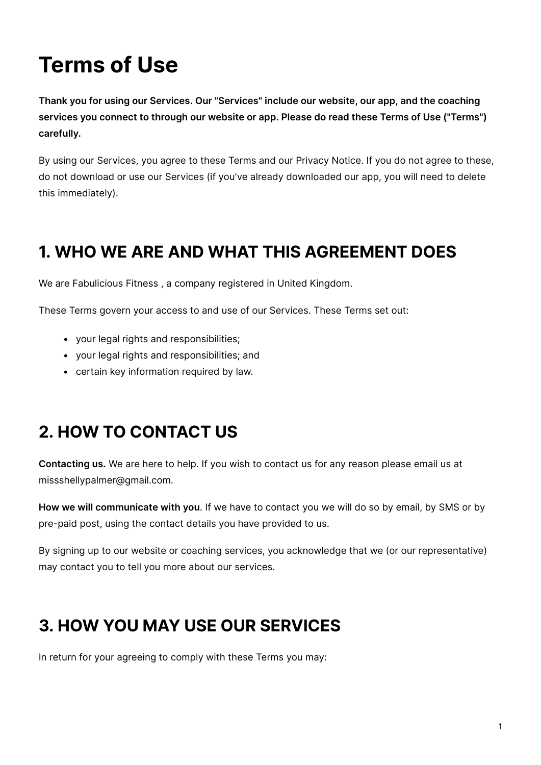# Terms of Use

**Thank you for using our Services. Our "Services" include our website, our app, and the coaching services you connect to through our website or app. Please do read these Terms of Use ("Terms") carefully.**

By using our Services, you agree to these Terms and our Privacy Notice. If you do not agree to these, do not download or use our Services (if you've already downloaded our app, you will need to delete this immediately).

## 1. WHO WE ARE AND WHAT THIS AGREEMENT DOES

We are Fabulicious Fitness , a company registered in United Kingdom.

These Terms govern your access to and use of our Services. These Terms set out:

- your legal rights and responsibilities;
- your legal rights and responsibilities; and
- certain key information required by law.

## 2. HOW TO CONTACT US

**Contacting us.** We are here to help. If you wish to contact us for any reason please email us at missshellypalmer@gmail.com.

**How we will communicate with you**. If we have to contact you we will do so by email, by SMS or by pre-paid post, using the contact details you have provided to us.

By signing up to our website or coaching services, you acknowledge that we (or our representative) may contact you to tell you more about our services.

## 3. HOW YOU MAY USE OUR SERVICES

In return for your agreeing to comply with these Terms you may: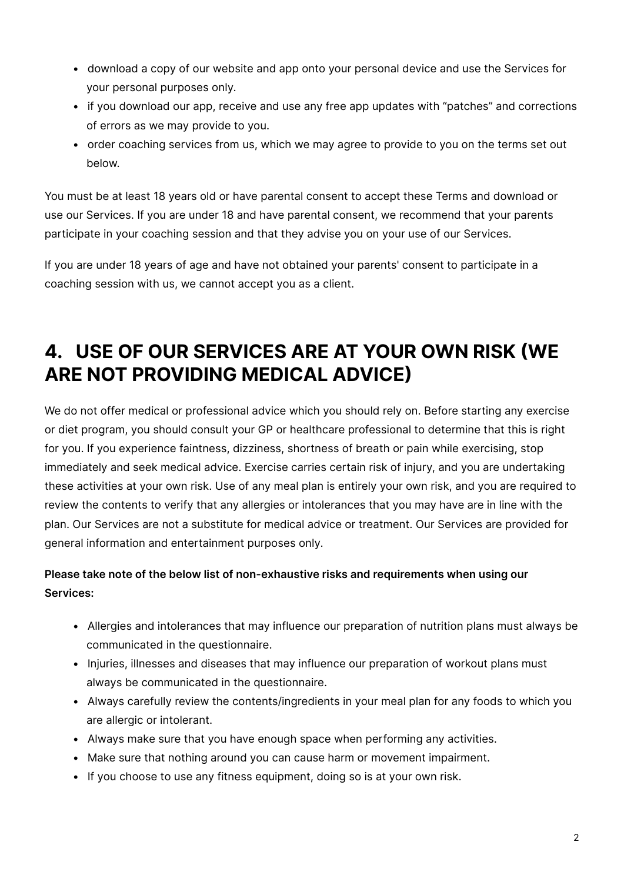- download a copy of our website and app onto your personal device and use the Services for your personal purposes only.
- if you download our app, receive and use any free app updates with "patches" and corrections of errors as we may provide to you.
- order coaching services from us, which we may agree to provide to you on the terms set out below.

You must be at least 18 years old or have parental consent to accept these Terms and download or use our Services. If you are under 18 and have parental consent, we recommend that your parents participate in your coaching session and that they advise you on your use of our Services.

If you are under 18 years of age and have not obtained your parents' consent to participate in a coaching session with us, we cannot accept you as a client.

## 4. USE OF OUR SERVICES ARE AT YOUR OWN RISK (WE ARE NOT PROVIDING MEDICAL ADVICE)

We do not offer medical or professional advice which you should rely on. Before starting any exercise or diet program, you should consult your GP or healthcare professional to determine that this is right for you. If you experience faintness, dizziness, shortness of breath or pain while exercising, stop immediately and seek medical advice. Exercise carries certain risk of injury, and you are undertaking these activities at your own risk. Use of any meal plan is entirely your own risk, and you are required to review the contents to verify that any allergies or intolerances that you may have are in line with the plan. Our Services are not a substitute for medical advice or treatment. Our Services are provided for general information and entertainment purposes only.

**Please take note of the below list of non-exhaustive risks and requirements when using our Services:**

- Allergies and intolerances that may influence our preparation of nutrition plans must always be communicated in the questionnaire.
- Injuries, illnesses and diseases that may influence our preparation of workout plans must always be communicated in the questionnaire.
- Always carefully review the contents/ingredients in your meal plan for any foods to which you are allergic or intolerant.
- Always make sure that you have enough space when performing any activities.
- Make sure that nothing around you can cause harm or movement impairment.
- If you choose to use any fitness equipment, doing so is at your own risk.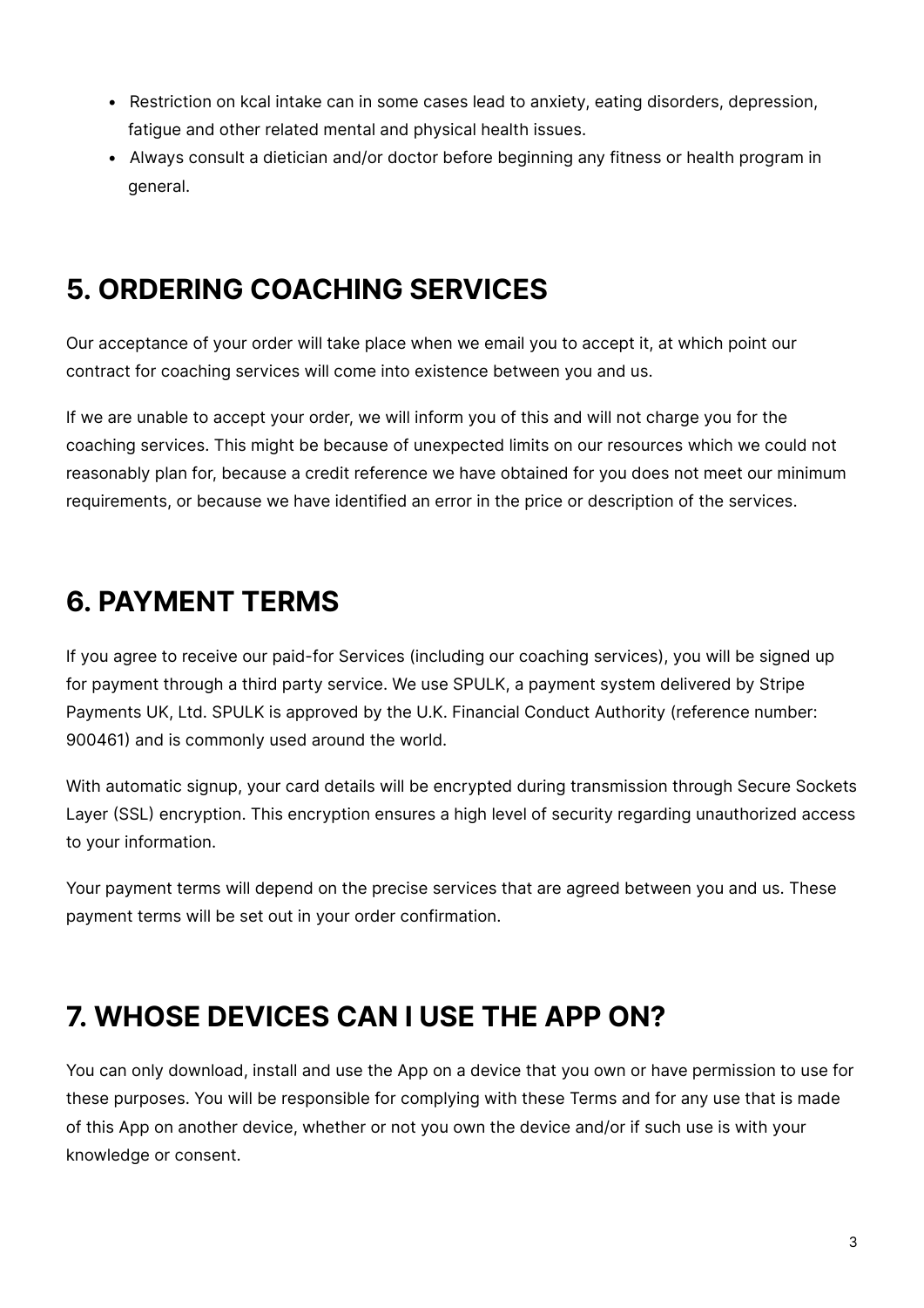- Restriction on kcal intake can in some cases lead to anxiety, eating disorders, depression, fatigue and other related mental and physical health issues.
- Always consult a dietician and/or doctor before beginning any fitness or health program in general.

## 5. ORDERING COACHING SERVICES

Our acceptance of your order will take place when we email you to accept it, at which point our contract for coaching services will come into existence between you and us.

If we are unable to accept your order, we will inform you of this and will not charge you for the coaching services. This might be because of unexpected limits on our resources which we could not reasonably plan for, because a credit reference we have obtained for you does not meet our minimum requirements, or because we have identified an error in the price or description of the services.

## 6. PAYMENT TERMS

If you agree to receive our paid-for Services (including our coaching services), you will be signed up for payment through a third party service. We use SPULK, a payment system delivered by Stripe Payments UK, Ltd. SPULK is approved by the U.K. Financial Conduct Authority (reference number: 900461) and is commonly used around the world.

With automatic signup, your card details will be encrypted during transmission through Secure Sockets Layer (SSL) encryption. This encryption ensures a high level of security regarding unauthorized access to your information.

Your payment terms will depend on the precise services that are agreed between you and us. These payment terms will be set out in your order confirmation.

## 7. WHOSE DEVICES CAN I USE THE APP ON?

You can only download, install and use the App on a device that you own or have permission to use for these purposes. You will be responsible for complying with these Terms and for any use that is made of this App on another device, whether or not you own the device and/or if such use is with your knowledge or consent.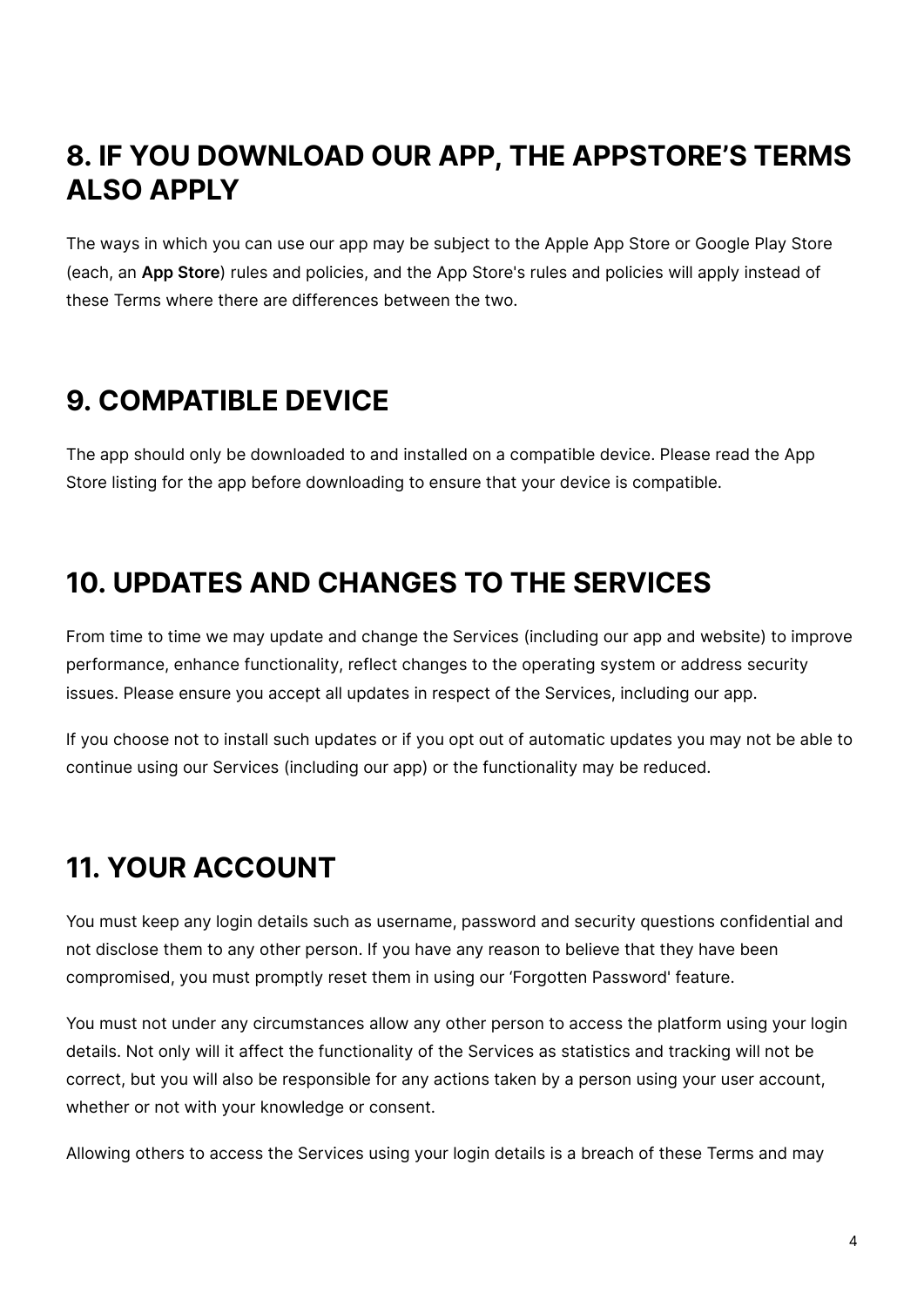## 8. IF YOU DOWNLOAD OUR APP, THE APPSTORE'S TERMS ALSO APPLY

The ways in which you can use our app may be subject to the Apple App Store or Google Play Store (each, an **App Store**) rules and policies, and the App Store's rules and policies will apply instead of these Terms where there are differences between the two.

## 9. COMPATIBLE DEVICE

The app should only be downloaded to and installed on a compatible device. Please read the App Store listing for the app before downloading to ensure that your device is compatible.

## 10. UPDATES AND CHANGES TO THE SERVICES

From time to time we may update and change the Services (including our app and website) to improve performance, enhance functionality, reflect changes to the operating system or address security issues. Please ensure you accept all updates in respect of the Services, including our app.

If you choose not to install such updates or if you opt out of automatic updates you may not be able to continue using our Services (including our app) or the functionality may be reduced.

## 11. YOUR ACCOUNT

You must keep any login details such as username, password and security questions confidential and not disclose them to any other person. If you have any reason to believe that they have been compromised, you must promptly reset them in using our 'Forgotten Password' feature.

You must not under any circumstances allow any other person to access the platform using your login details. Not only will it affect the functionality of the Services as statistics and tracking will not be correct, but you will also be responsible for any actions taken by a person using your user account, whether or not with your knowledge or consent.

Allowing others to access the Services using your login details is a breach of these Terms and may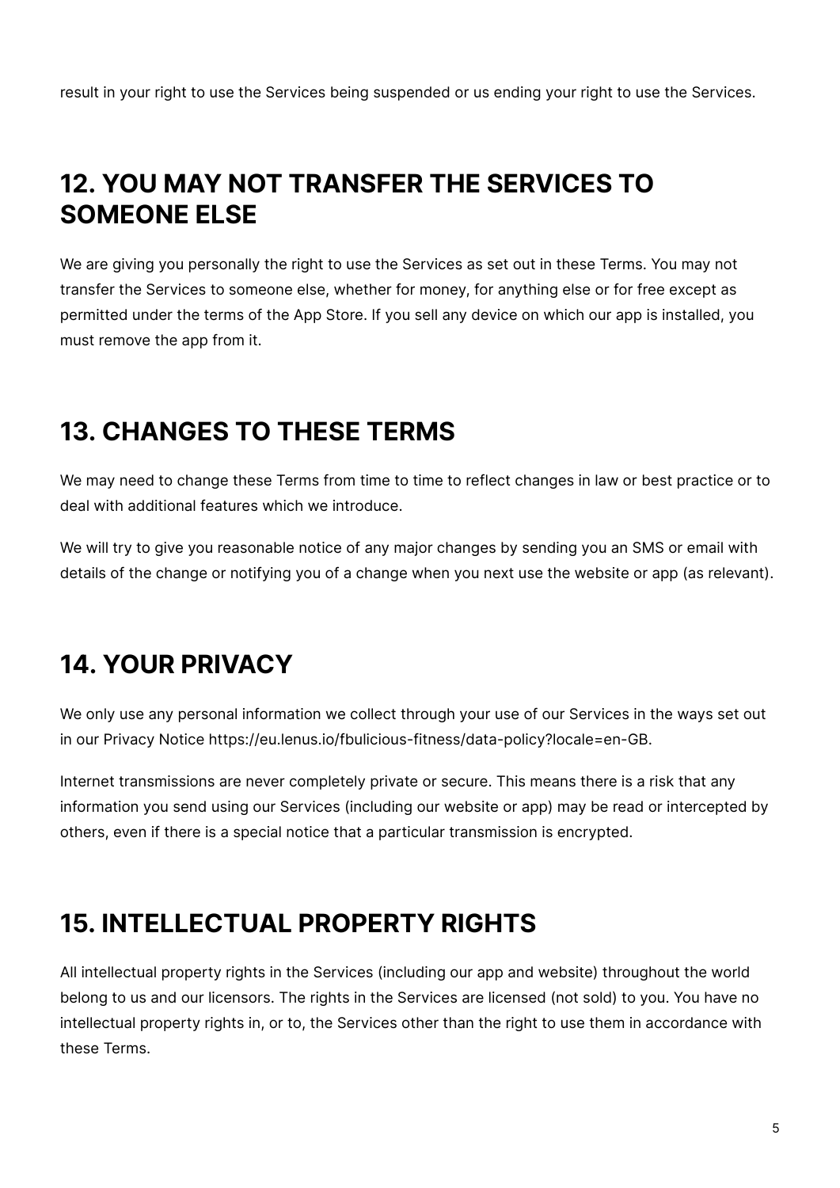result in your right to use the Services being suspended or us ending your right to use the Services.

## 12. YOU MAY NOT TRANSFER THE SERVICES TO SOMEONE ELSE

We are giving you personally the right to use the Services as set out in these Terms. You may not transfer the Services to someone else, whether for money, for anything else or for free except as permitted under the terms of the App Store. If you sell any device on which our app is installed, you must remove the app from it.

## 13. CHANGES TO THESE TERMS

We may need to change these Terms from time to time to reflect changes in law or best practice or to deal with additional features which we introduce.

We will try to give you reasonable notice of any major changes by sending you an SMS or email with details of the change or notifying you of a change when you next use the website or app (as relevant).

## 14. YOUR PRIVACY

We only use any personal information we collect through your use of our Services in the ways set out in our Privacy Notice https://eu.lenus.io/fbulicious-fitness/data-policy?locale=en-GB.

Internet transmissions are never completely private or secure. This means there is a risk that any information you send using our Services (including our website or app) may be read or intercepted by others, even if there is a special notice that a particular transmission is encrypted.

## 15. INTELLECTUAL PROPERTY RIGHTS

All intellectual property rights in the Services (including our app and website) throughout the world belong to us and our licensors. The rights in the Services are licensed (not sold) to you. You have no intellectual property rights in, or to, the Services other than the right to use them in accordance with these Terms.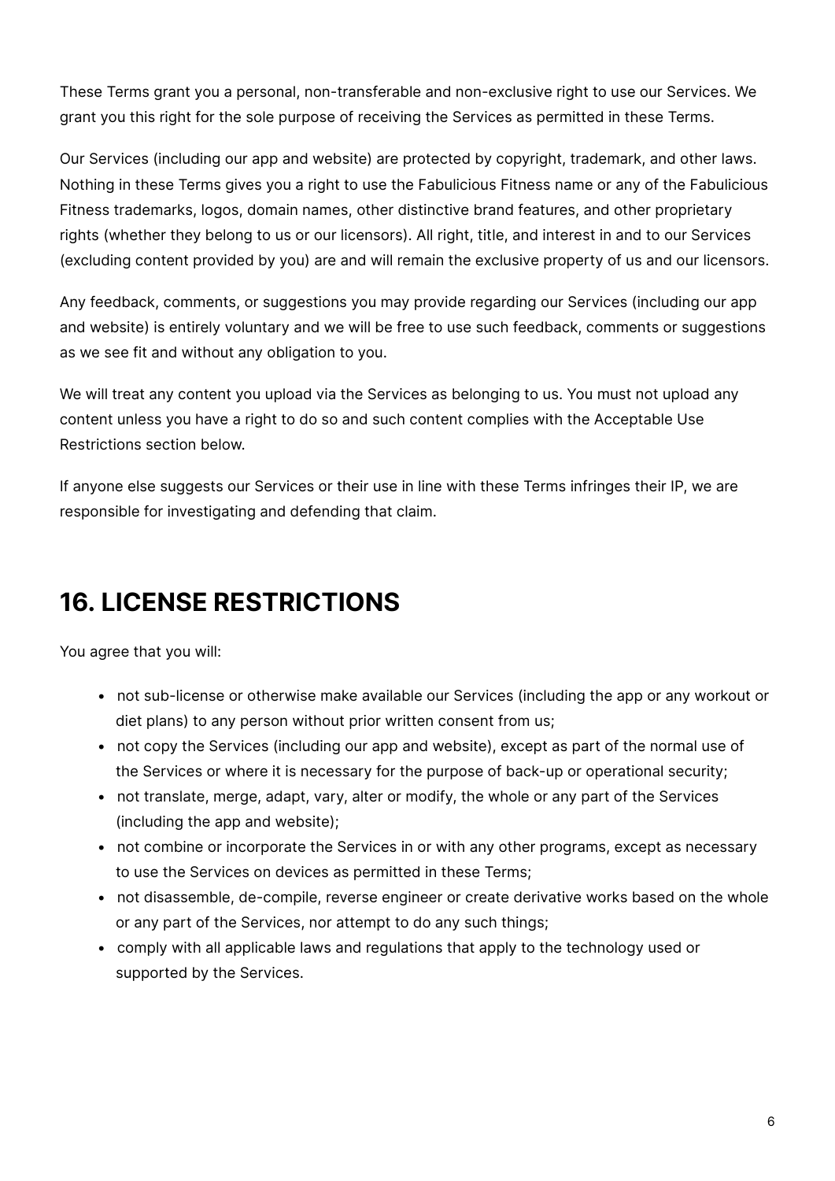These Terms grant you a personal, non-transferable and non-exclusive right to use our Services. We grant you this right for the sole purpose of receiving the Services as permitted in these Terms.

Our Services (including our app and website) are protected by copyright, trademark, and other laws. Nothing in these Terms gives you a right to use the Fabulicious Fitness name or any of the Fabulicious Fitness trademarks, logos, domain names, other distinctive brand features, and other proprietary rights (whether they belong to us or our licensors). All right, title, and interest in and to our Services (excluding content provided by you) are and will remain the exclusive property of us and our licensors.

Any feedback, comments, or suggestions you may provide regarding our Services (including our app and website) is entirely voluntary and we will be free to use such feedback, comments or suggestions as we see fit and without any obligation to you.

We will treat any content you upload via the Services as belonging to us. You must not upload any content unless you have a right to do so and such content complies with the Acceptable Use Restrictions section below.

If anyone else suggests our Services or their use in line with these Terms infringes their IP, we are responsible for investigating and defending that claim.

## 16. LICENSE RESTRICTIONS

You agree that you will:

- not sub-license or otherwise make available our Services (including the app or any workout or diet plans) to any person without prior written consent from us;
- not copy the Services (including our app and website), except as part of the normal use of the Services or where it is necessary for the purpose of back-up or operational security;
- not translate, merge, adapt, vary, alter or modify, the whole or any part of the Services (including the app and website);
- not combine or incorporate the Services in or with any other programs, except as necessary to use the Services on devices as permitted in these Terms;
- not disassemble, de-compile, reverse engineer or create derivative works based on the whole or any part of the Services, nor attempt to do any such things;
- comply with all applicable laws and regulations that apply to the technology used or supported by the Services.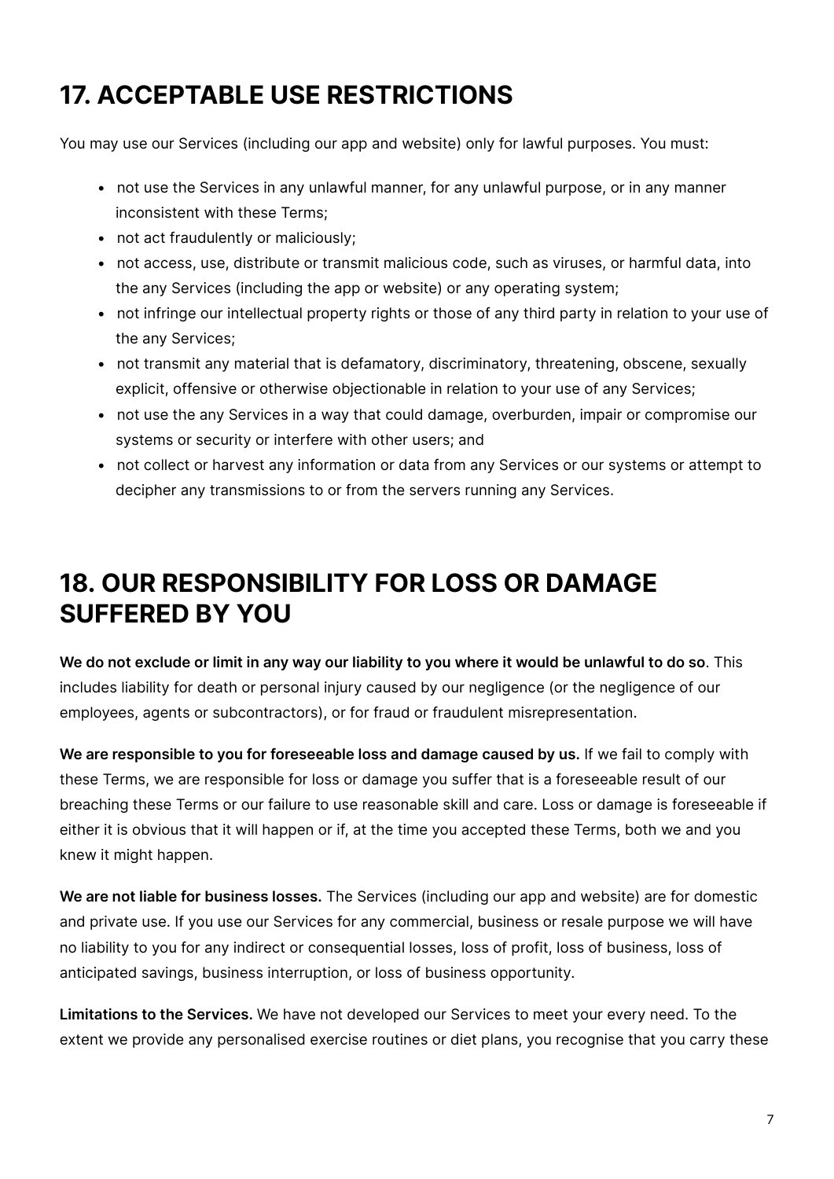## 17. ACCEPTABLE USE RESTRICTIONS

You may use our Services (including our app and website) only for lawful purposes. You must:

- not use the Services in any unlawful manner, for any unlawful purpose, or in any manner inconsistent with these Terms;
- not act fraudulently or maliciously;
- not access, use, distribute or transmit malicious code, such as viruses, or harmful data, into the any Services (including the app or website) or any operating system;
- not infringe our intellectual property rights or those of any third party in relation to your use of the any Services;
- not transmit any material that is defamatory, discriminatory, threatening, obscene, sexually explicit, offensive or otherwise objectionable in relation to your use of any Services;
- not use the any Services in a way that could damage, overburden, impair or compromise our systems or security or interfere with other users; and
- not collect or harvest any information or data from any Services or our systems or attempt to decipher any transmissions to or from the servers running any Services.

## 18. OUR RESPONSIBILITY FOR LOSS OR DAMAGE SUFFERED BY YOU

**We do not exclude or limit in any way our liability to you where it would be unlawful to do so**. This includes liability for death or personal injury caused by our negligence (or the negligence of our employees, agents or subcontractors), or for fraud or fraudulent misrepresentation.

**We are responsible to you for foreseeable loss and damage caused by us.** If we fail to comply with these Terms, we are responsible for loss or damage you suffer that is a foreseeable result of our breaching these Terms or our failure to use reasonable skill and care. Loss or damage is foreseeable if either it is obvious that it will happen or if, at the time you accepted these Terms, both we and you knew it might happen.

**We are not liable for business losses.** The Services (including our app and website) are for domestic and private use. If you use our Services for any commercial, business or resale purpose we will have no liability to you for any indirect or consequential losses, loss of profit, loss of business, loss of anticipated savings, business interruption, or loss of business opportunity.

**Limitations to the Services.** We have not developed our Services to meet your every need. To the extent we provide any personalised exercise routines or diet plans, you recognise that you carry these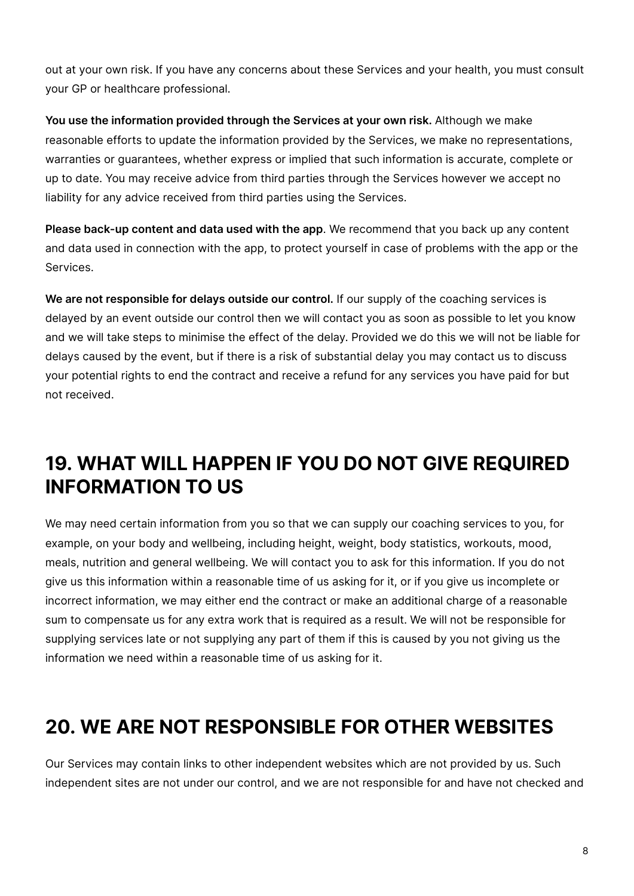out at your own risk. If you have any concerns about these Services and your health, you must consult your GP or healthcare professional.

**You use the information provided through the Services at your own risk.** Although we make reasonable efforts to update the information provided by the Services, we make no representations, warranties or guarantees, whether express or implied that such information is accurate, complete or up to date. You may receive advice from third parties through the Services however we accept no liability for any advice received from third parties using the Services.

**Please back-up content and data used with the app**. We recommend that you back up any content and data used in connection with the app, to protect yourself in case of problems with the app or the Services.

**We are not responsible for delays outside our control.** If our supply of the coaching services is delayed by an event outside our control then we will contact you as soon as possible to let you know and we will take steps to minimise the effect of the delay. Provided we do this we will not be liable for delays caused by the event, but if there is a risk of substantial delay you may contact us to discuss your potential rights to end the contract and receive a refund for any services you have paid for but not received.

## 19. WHAT WILL HAPPEN IF YOU DO NOT GIVE REQUIRED INFORMATION TO US

We may need certain information from you so that we can supply our coaching services to you, for example, on your body and wellbeing, including height, weight, body statistics, workouts, mood, meals, nutrition and general wellbeing. We will contact you to ask for this information. If you do not give us this information within a reasonable time of us asking for it, or if you give us incomplete or incorrect information, we may either end the contract or make an additional charge of a reasonable sum to compensate us for any extra work that is required as a result. We will not be responsible for supplying services late or not supplying any part of them if this is caused by you not giving us the information we need within a reasonable time of us asking for it.

## 20. WE ARE NOT RESPONSIBLE FOR OTHER WEBSITES

Our Services may contain links to other independent websites which are not provided by us. Such independent sites are not under our control, and we are not responsible for and have not checked and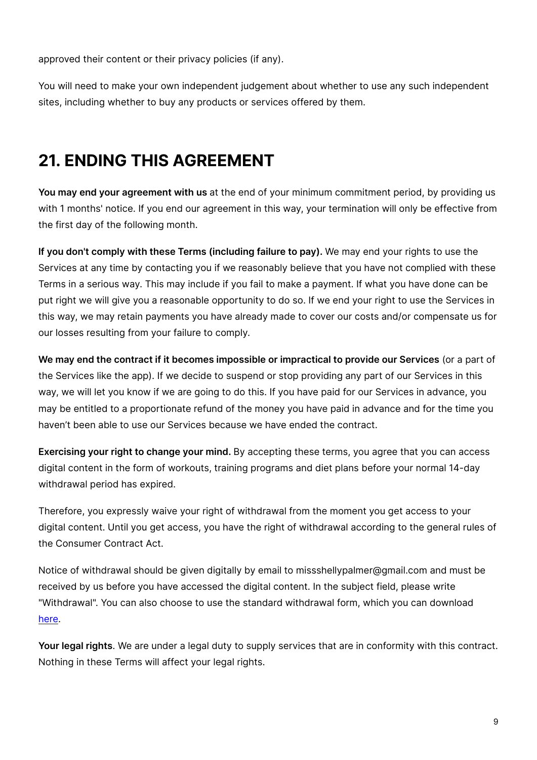approved their content or their privacy policies (if any).

You will need to make your own independent judgement about whether to use any such independent sites, including whether to buy any products or services offered by them.

## 21. ENDING THIS AGREEMENT

**You may end your agreement with us** at the end of your minimum commitment period, by providing us with 1 months' notice. If you end our agreement in this way, your termination will only be effective from the first day of the following month.

**If you don't comply with these Terms (including failure to pay).** We may end your rights to use the Services at any time by contacting you if we reasonably believe that you have not complied with these Terms in a serious way. This may include if you fail to make a payment. If what you have done can be put right we will give you a reasonable opportunity to do so. If we end your right to use the Services in this way, we may retain payments you have already made to cover our costs and/or compensate us for our losses resulting from your failure to comply.

**We may end the contract if it becomes impossible or impractical to provide our Services** (or a part of the Services like the app). If we decide to suspend or stop providing any part of our Services in this way, we will let you know if we are going to do this. If you have paid for our Services in advance, you may be entitled to a proportionate refund of the money you have paid in advance and for the time you haven't been able to use our Services because we have ended the contract.

**Exercising your right to change your mind.** By accepting these terms, you agree that you can access digital content in the form of workouts, training programs and diet plans before your normal 14-day withdrawal period has expired.

Therefore, you expressly waive your right of withdrawal from the moment you get access to your digital content. Until you get access, you have the right of withdrawal according to the general rules of the Consumer Contract Act.

Notice of withdrawal should be given digitally by email to missshellypalmer@gmail.com and must be received by us before you have accessed the digital content. In the subject field, please write "Withdrawal". You can also choose to use the standard withdrawal form, which you can download here.

**Your legal rights**. We are under a legal duty to supply services that are in conformity with this contract. Nothing in these Terms will affect your legal rights.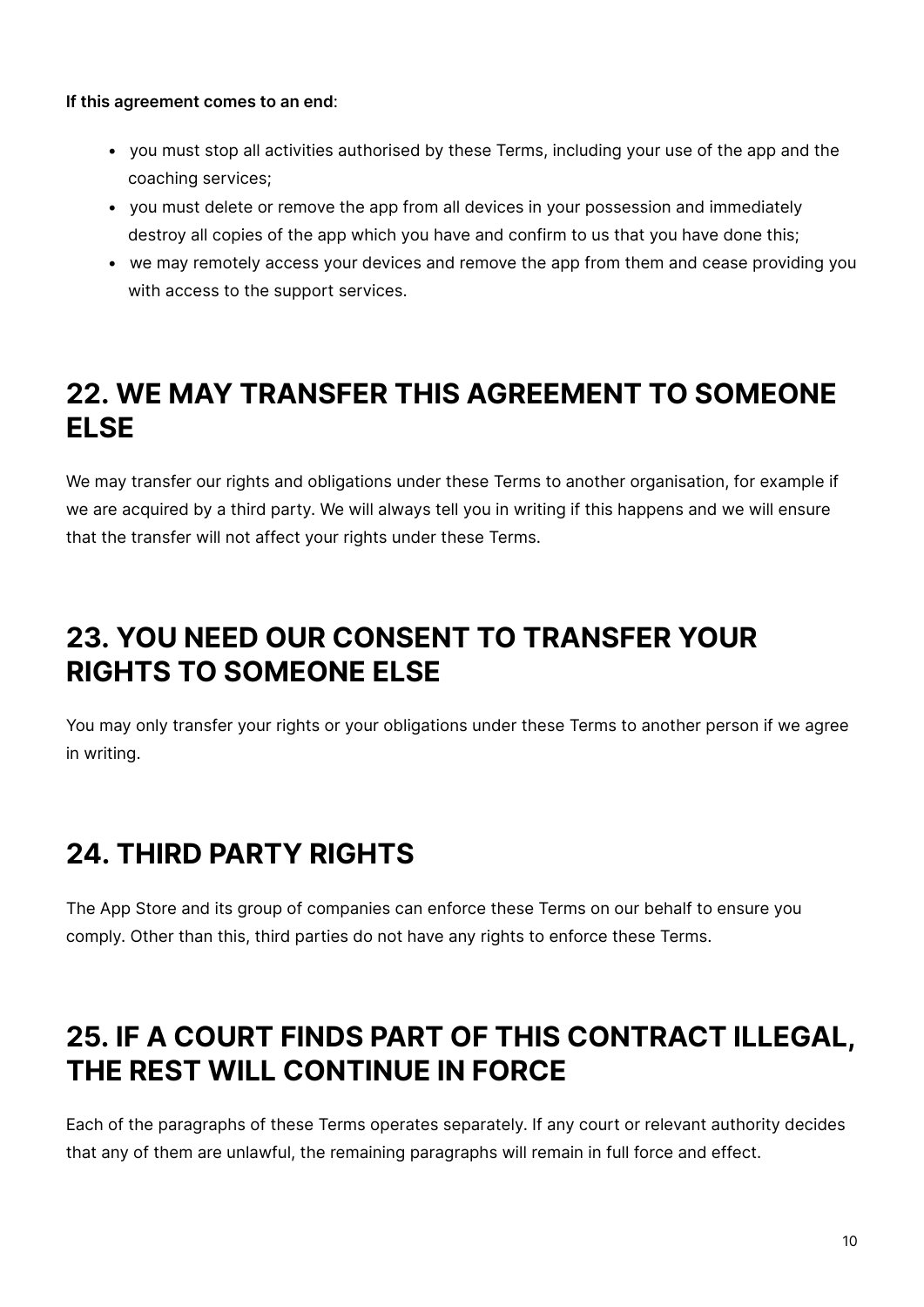**If this agreement comes to an end**:

- you must stop all activities authorised by these Terms, including your use of the app and the coaching services;
- you must delete or remove the app from all devices in your possession and immediately destroy all copies of the app which you have and confirm to us that you have done this;
- we may remotely access your devices and remove the app from them and cease providing you with access to the support services.

## 22. WE MAY TRANSFER THIS AGREEMENT TO SOMEONE ELSE

We may transfer our rights and obligations under these Terms to another organisation, for example if we are acquired by a third party. We will always tell you in writing if this happens and we will ensure that the transfer will not affect your rights under these Terms.

## 23. YOU NEED OUR CONSENT TO TRANSFER YOUR RIGHTS TO SOMEONE ELSE

You may only transfer your rights or your obligations under these Terms to another person if we agree in writing.

## 24. THIRD PARTY RIGHTS

The App Store and its group of companies can enforce these Terms on our behalf to ensure you comply. Other than this, third parties do not have any rights to enforce these Terms.

## 25. IF A COURT FINDS PART OF THIS CONTRACT ILLEGAL, THE REST WILL CONTINUE IN FORCE

Each of the paragraphs of these Terms operates separately. If any court or relevant authority decides that any of them are unlawful, the remaining paragraphs will remain in full force and effect.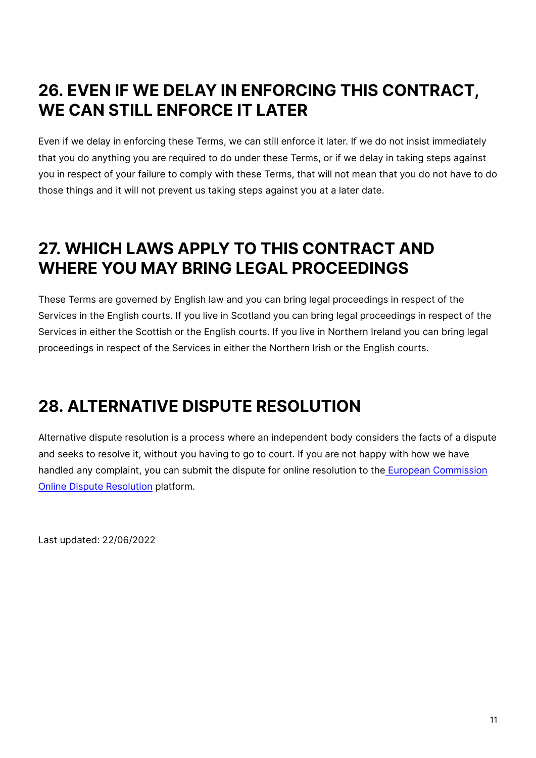## 26. EVEN IF WE DELAY IN ENFORCING THIS CONTRACT, WE CAN STILL ENFORCE IT LATER

Even if we delay in enforcing these Terms, we can still enforce it later. If we do not insist immediately that you do anything you are required to do under these Terms, or if we delay in taking steps against you in respect of your failure to comply with these Terms, that will not mean that you do not have to do those things and it will not prevent us taking steps against you at a later date.

## 27. WHICH LAWS APPLY TO THIS CONTRACT AND WHERE YOU MAY BRING LEGAL PROCEEDINGS

These Terms are governed by English law and you can bring legal proceedings in respect of the Services in the English courts. If you live in Scotland you can bring legal proceedings in respect of the Services in either the Scottish or the English courts. If you live in Northern Ireland you can bring legal proceedings in respect of the Services in either the Northern Irish or the English courts.

## 28. ALTERNATIVE DISPUTE RESOLUTION

Alternative dispute resolution is a process where an independent body considers the facts of a dispute and seeks to resolve it, without you having to go to court. If you are not happy with how we have handled any complaint, you can submit the dispute for online resolution to the European Commission Online Dispute Resolution platform.

Last updated: 22/06/2022